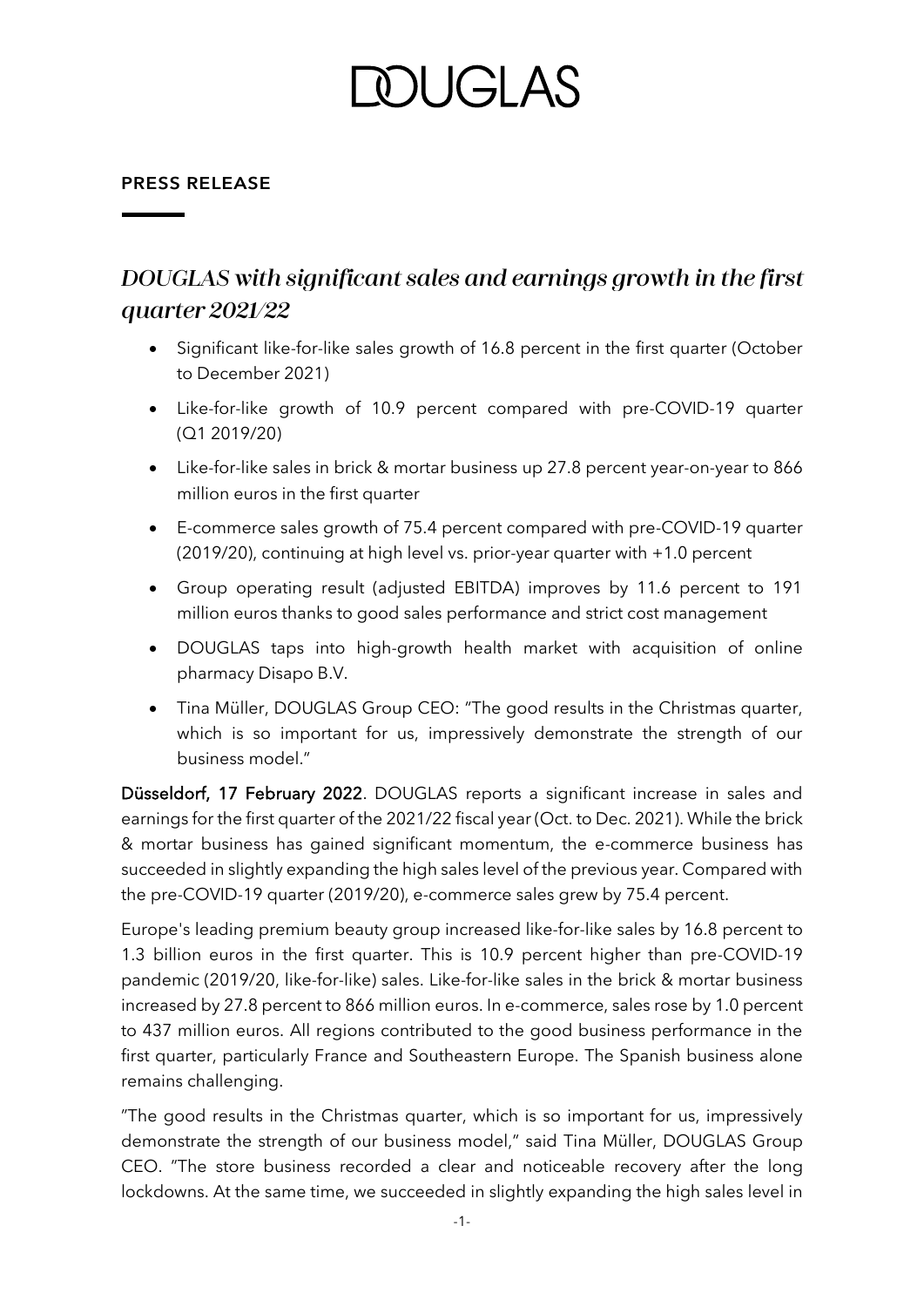# DOUGLAS

**PRESS RELEASE**

## *DOUGLAS with significant sales and earnings growth in the first quarter 2021/22*

- Significant like-for-like sales growth of 16.8 percent in the first quarter (October to December 2021)
- Like-for-like growth of 10.9 percent compared with pre-COVID-19 quarter (Q1 2019/20)
- Like-for-like sales in brick & mortar business up 27.8 percent year-on-year to 866 million euros in the first quarter
- E-commerce sales growth of 75.4 percent compared with pre-COVID-19 quarter (2019/20), continuing at high level vs. prior-year quarter with +1.0 percent
- Group operating result (adjusted EBITDA) improves by 11.6 percent to 191 million euros thanks to good sales performance and strict cost management
- DOUGLAS taps into high-growth health market with acquisition of online pharmacy Disapo B.V.
- Tina Müller, DOUGLAS Group CEO: "The good results in the Christmas quarter, which is so important for us, impressively demonstrate the strength of our business model."

**Düsseldorf, 17 February 2022**. DOUGLAS reports a significant increase in sales and earnings for the first quarter of the 2021/22 fiscal year (Oct. to Dec. 2021). While the brick & mortar business has gained significant momentum, the e-commerce business has succeeded in slightly expanding the high sales level of the previous year. Compared with the pre-COVID-19 quarter (2019/20), e-commerce sales grew by 75.4 percent.

Europe's leading premium beauty group increased like-for-like sales by 16.8 percent to 1.3 billion euros in the first quarter. This is 10.9 percent higher than pre-COVID-19 pandemic (2019/20, like-for-like) sales. Like-for-like sales in the brick & mortar business increased by 27.8 percent to 866 million euros. In e-commerce, sales rose by 1.0 percent to 437 million euros. All regions contributed to the good business performance in the first quarter, particularly France and Southeastern Europe. The Spanish business alone remains challenging.

"The good results in the Christmas quarter, which is so important for us, impressively demonstrate the strength of our business model," said Tina Müller, DOUGLAS Group CEO. "The store business recorded a clear and noticeable recovery after the long lockdowns. At the same time, we succeeded in slightly expanding the high sales level in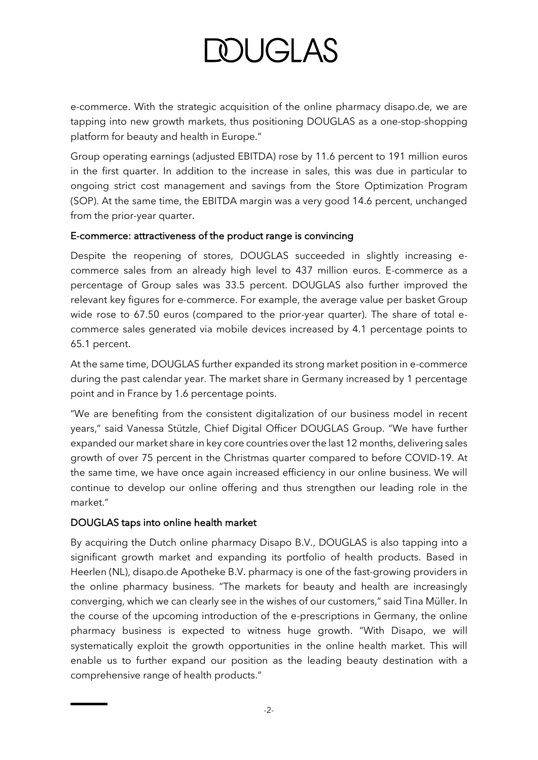e-commerce. With the strategic acquisition of the online pharmacy disapo.de, we are tapping into new growth markets, thus positioning DOUGLAS as a one-stop-shopping platform for beauty and health in Europe."

Group operating earnings (adjusted EBITDA) rose by 11.6 percent to 191 million euros in the first quarter. In addition to the increase in sales, this was due in particular to ongoing strict cost management and savings from the Store Optimization Program (SOP). At the same time, the EBITDA margin was a very good 14.6 percent, unchanged from the prior-year quarter.

## E-commerce: attractiveness of the product range is convincing

Despite the reopening of stores, DOUGLAS succeeded in slightly increasing e-commerce sales from an already high level to 437 million euros. E-commerce as a percentage of Group sales was 33.5 percent. DOUGLAS also further improved the relevant key figures for e-commerce. For example, the average value per basket Group wide rose to 67.50 euros (compared to the prior-year quarter). The share of total e-commerce sales generated via mobile devices increased by 4.1 percentage points to 65.1 percent.

At the same time, DOUGLAS further expanded its strong market position in e-commerce during the past calendar year. The market share in Germany increased by 1 percentage point and in France by 1.6 percentage points.

"We are benefiting from the consistent digitalization of our business model in recent years," said Vanessa Stützle, Chief Digital Officer DOUGLAS Group. "We have further expanded our market share in key core countries over the last 12 months, delivering sales growth of over 75 percent in the Christmas quarter compared to before COVID-19. At the same time, we have once again increased efficiency in our online business. We will continue to develop our online offering and thus strengthen our leading role in the market."

## DOUGLAS taps into online health market

By acquiring the Dutch online pharmacy Disapo B.V., DOUGLAS is also tapping into a significant growth market and expanding its portfolio of health products. Based in Heerlen (NL), disapo.de Apotheke B.V. pharmacy is one of the fast-growing providers in the online pharmacy business. "The markets for beauty and health are increasingly converging, which we can clearly see in the wishes of our customers," said Tina Müller. In the course of the upcoming introduction of the e-prescriptions in Germany, the online pharmacy business is expected to witness huge growth. "With Disapo, we will systematically exploit the growth opportunities in the online health market. This will enable us to further expand our position as the leading beauty destination with a comprehensive range of health products."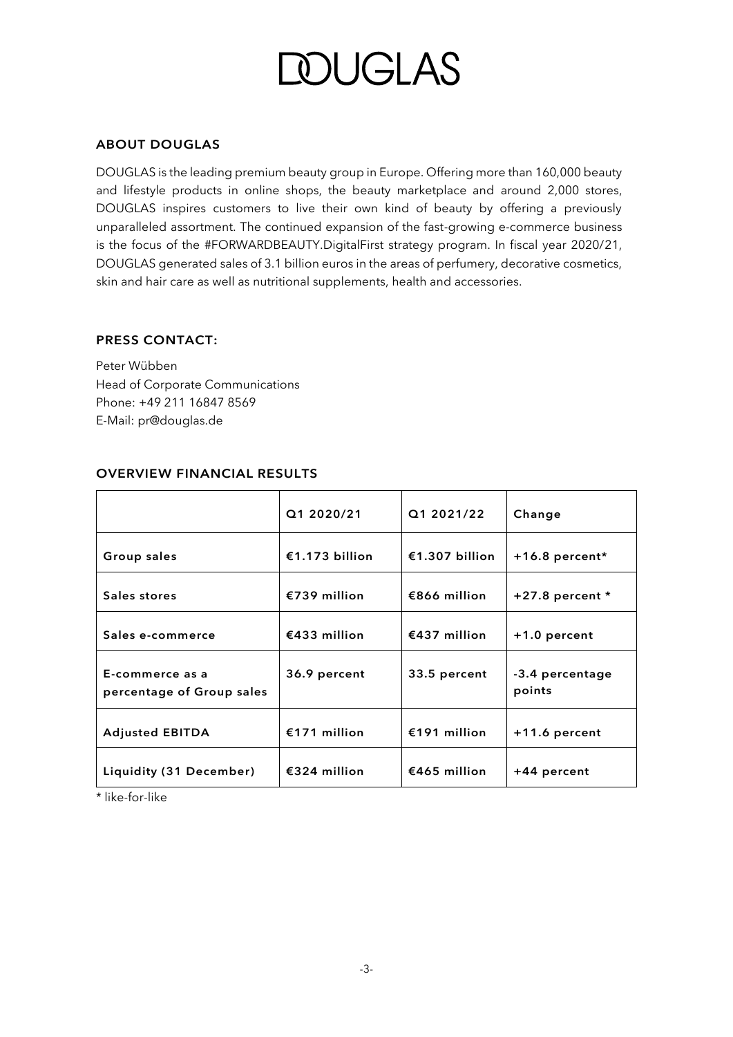# DOUGLAS

## ABOUT DOUGLAS

DOUGLAS is the leading premium beauty group in Europe. Offering more than 160,000 beauty and lifestyle products in online shops, the beauty marketplace and around 2,000 stores, DOUGLAS inspires customers to live their own kind of beauty by offering a previously unparalleled assortment. The continued expansion of the fast-growing e-commerce business is the focus of the #FORWARDBEAUTY.DigitalFirst strategy program. In fiscal year 2020/21, DOUGLAS generated sales of 3.1 billion euros in the areas of perfumery, decorative cosmetics, skin and hair care as well as nutritional supplements, health and accessories.

## PRESS CONTACT:

Peter Wübben
Head of Corporate Communications
Phone: +49 211 16847 8569
E-Mail: pr@douglas.de

## OVERVIEW FINANCIAL RESULTS

| | Q1 2020/21 | Q1 2021/22 | Change |
|---|---|---|---|
| Group sales | €1.173 billion | €1.307 billion | +16.8 percent* |
| Sales stores | €739 million | €866 million | +27.8 percent * |
| Sales e-commerce | €433 million | €437 million | +1.0 percent |
| E-commerce as a percentage of Group sales | 36.9 percent | 33.5 percent | -3.4 percentage points |
| Adjusted EBITDA | €171 million | €191 million | +11.6 percent |
| Liquidity (31 December) | €324 million | €465 million | +44 percent |

* like-for-like